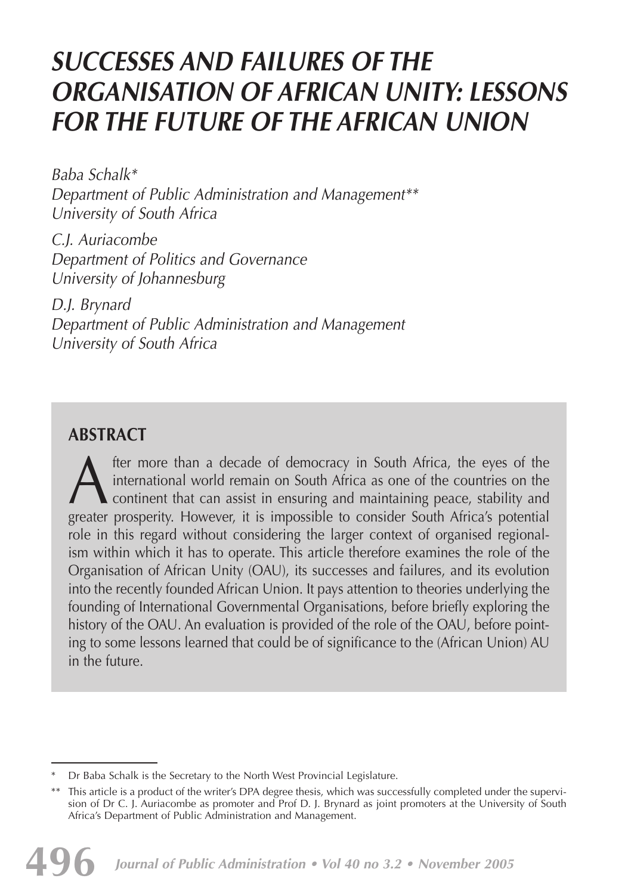# SUCCESSES AND FAILURES OF THE ORGANISATION OF AFRICAN UNITY: LESSONS FOR THE FUTURE OF THE AFRICAN UNION

*Baba Schalk\**
*Department of Public Administration and Management\*\**
*University of South Africa*

*C.J. Auriacombe*
*Department of Politics and Governance*
*University of Johannesburg*

*D.J. Brynard*
*Department of Public Administration and Management*
*University of South Africa*

## ABSTRACT

After more than a decade of democracy in South Africa, the eyes of the international world remain on South Africa as one of the countries on the continent that can assist in ensuring and maintaining peace, stability and greater prosperity. However, it is impossible to consider South Africa's potential role in this regard without considering the larger context of organised regionalism within which it has to operate. This article therefore examines the role of the Organisation of African Unity (OAU), its successes and failures, and its evolution into the recently founded African Union. It pays attention to theories underlying the founding of International Governmental Organisations, before briefly exploring the history of the OAU. An evaluation is provided of the role of the OAU, before pointing to some lessons learned that could be of significance to the (African Union) AU in the future.

---

\* Dr Baba Schalk is the Secretary to the North West Provincial Legislature.

\*\* This article is a product of the writer's DPA degree thesis, which was successfully completed under the supervision of Dr C. J. Auriacombe as promoter and Prof D. J. Brynard as joint promoters at the University of South Africa's Department of Public Administration and Management.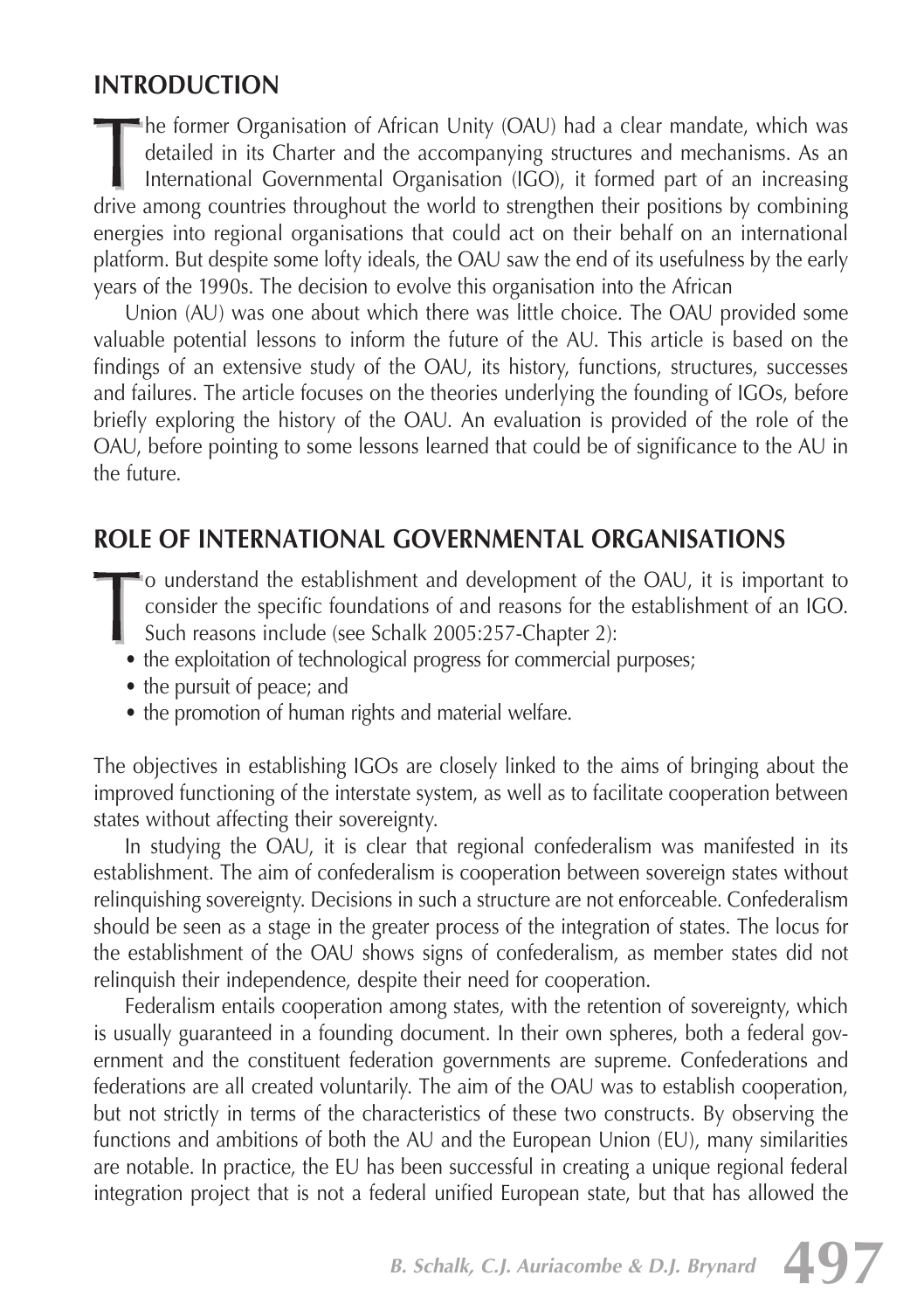## INTRODUCTION

The former Organisation of African Unity (OAU) had a clear mandate, which was detailed in its Charter and the accompanying structures and mechanisms. As an International Governmental Organisation (IGO), it formed part of an increasing drive among countries throughout the world to strengthen their positions by combining energies into regional organisations that could act on their behalf on an international platform. But despite some lofty ideals, the OAU saw the end of its usefulness by the early years of the 1990s. The decision to evolve this organisation into the African

Union (AU) was one about which there was little choice. The OAU provided some valuable potential lessons to inform the future of the AU. This article is based on the findings of an extensive study of the OAU, its history, functions, structures, successes and failures. The article focuses on the theories underlying the founding of IGOs, before briefly exploring the history of the OAU. An evaluation is provided of the role of the OAU, before pointing to some lessons learned that could be of significance to the AU in the future.

## ROLE OF INTERNATIONAL GOVERNMENTAL ORGANISATIONS

To understand the establishment and development of the OAU, it is important to consider the specific foundations of and reasons for the establishment of an IGO. Such reasons include (see Schalk 2005:257-Chapter 2):

- the exploitation of technological progress for commercial purposes;
- the pursuit of peace; and
- the promotion of human rights and material welfare.

The objectives in establishing IGOs are closely linked to the aims of bringing about the improved functioning of the interstate system, as well as to facilitate cooperation between states without affecting their sovereignty.

In studying the OAU, it is clear that regional confederalism was manifested in its establishment. The aim of confederalism is cooperation between sovereign states without relinquishing sovereignty. Decisions in such a structure are not enforceable. Confederalism should be seen as a stage in the greater process of the integration of states. The locus for the establishment of the OAU shows signs of confederalism, as member states did not relinquish their independence, despite their need for cooperation.

Federalism entails cooperation among states, with the retention of sovereignty, which is usually guaranteed in a founding document. In their own spheres, both a federal government and the constituent federation governments are supreme. Confederations and federations are all created voluntarily. The aim of the OAU was to establish cooperation, but not strictly in terms of the characteristics of these two constructs. By observing the functions and ambitions of both the AU and the European Union (EU), many similarities are notable. In practice, the EU has been successful in creating a unique regional federal integration project that is not a federal unified European state, but that has allowed the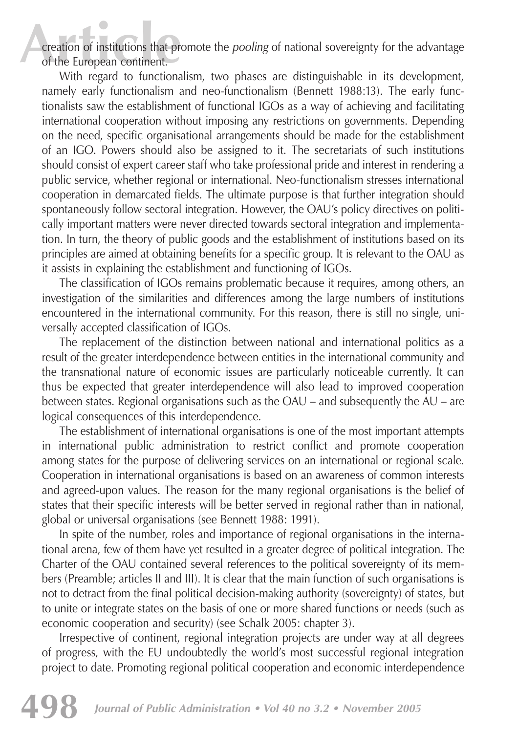creation of institutions that promote the *pooling* of national sovereignty for the advantage of the European continent.

With regard to functionalism, two phases are distinguishable in its development, namely early functionalism and neo-functionalism (Bennett 1988:13). The early functionalists saw the establishment of functional IGOs as a way of achieving and facilitating international cooperation without imposing any restrictions on governments. Depending on the need, specific organisational arrangements should be made for the establishment of an IGO. Powers should also be assigned to it. The secretariats of such institutions should consist of expert career staff who take professional pride and interest in rendering a public service, whether regional or international. Neo-functionalism stresses international cooperation in demarcated fields. The ultimate purpose is that further integration should spontaneously follow sectoral integration. However, the OAU's policy directives on politically important matters were never directed towards sectoral integration and implementation. In turn, the theory of public goods and the establishment of institutions based on its principles are aimed at obtaining benefits for a specific group. It is relevant to the OAU as it assists in explaining the establishment and functioning of IGOs.

The classification of IGOs remains problematic because it requires, among others, an investigation of the similarities and differences among the large numbers of institutions encountered in the international community. For this reason, there is still no single, universally accepted classification of IGOs.

The replacement of the distinction between national and international politics as a result of the greater interdependence between entities in the international community and the transnational nature of economic issues are particularly noticeable currently. It can thus be expected that greater interdependence will also lead to improved cooperation between states. Regional organisations such as the OAU – and subsequently the AU – are logical consequences of this interdependence.

The establishment of international organisations is one of the most important attempts in international public administration to restrict conflict and promote cooperation among states for the purpose of delivering services on an international or regional scale. Cooperation in international organisations is based on an awareness of common interests and agreed-upon values. The reason for the many regional organisations is the belief of states that their specific interests will be better served in regional rather than in national, global or universal organisations (see Bennett 1988: 1991).

In spite of the number, roles and importance of regional organisations in the international arena, few of them have yet resulted in a greater degree of political integration. The Charter of the OAU contained several references to the political sovereignty of its members (Preamble; articles II and III). It is clear that the main function of such organisations is not to detract from the final political decision-making authority (sovereignty) of states, but to unite or integrate states on the basis of one or more shared functions or needs (such as economic cooperation and security) (see Schalk 2005: chapter 3).

Irrespective of continent, regional integration projects are under way at all degrees of progress, with the EU undoubtedly the world's most successful regional integration project to date. Promoting regional political cooperation and economic interdependence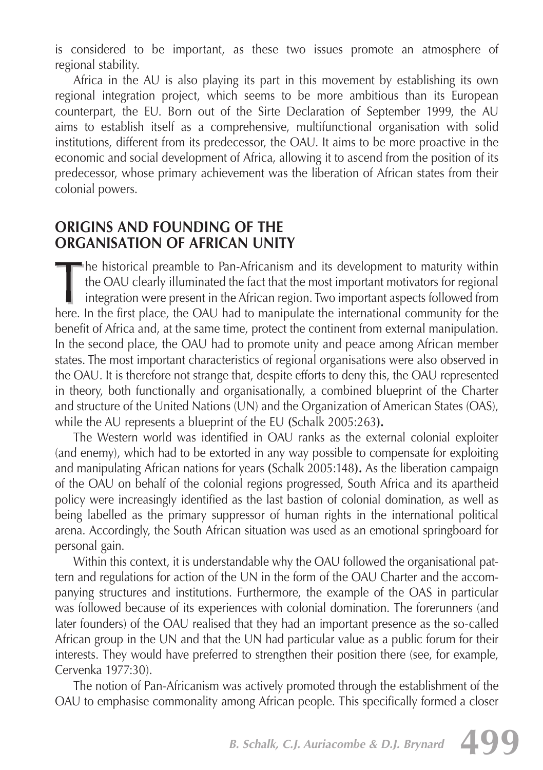is considered to be important, as these two issues promote an atmosphere of regional stability.

Africa in the AU is also playing its part in this movement by establishing its own regional integration project, which seems to be more ambitious than its European counterpart, the EU. Born out of the Sirte Declaration of September 1999, the AU aims to establish itself as a comprehensive, multifunctional organisation with solid institutions, different from its predecessor, the OAU. It aims to be more proactive in the economic and social development of Africa, allowing it to ascend from the position of its predecessor, whose primary achievement was the liberation of African states from their colonial powers.

## ORIGINS AND FOUNDING OF THE ORGANISATION OF AFRICAN UNITY

The historical preamble to Pan-Africanism and its development to maturity within the OAU clearly illuminated the fact that the most important motivators for regional integration were present in the African region. Two important aspects followed from here. In the first place, the OAU had to manipulate the international community for the benefit of Africa and, at the same time, protect the continent from external manipulation. In the second place, the OAU had to promote unity and peace among African member states. The most important characteristics of regional organisations were also observed in the OAU. It is therefore not strange that, despite efforts to deny this, the OAU represented in theory, both functionally and organisationally, a combined blueprint of the Charter and structure of the United Nations (UN) and the Organization of American States (OAS), while the AU represents a blueprint of the EU (Schalk 2005:263).

The Western world was identified in OAU ranks as the external colonial exploiter (and enemy), which had to be extorted in any way possible to compensate for exploiting and manipulating African nations for years (Schalk 2005:148). As the liberation campaign of the OAU on behalf of the colonial regions progressed, South Africa and its apartheid policy were increasingly identified as the last bastion of colonial domination, as well as being labelled as the primary suppressor of human rights in the international political arena. Accordingly, the South African situation was used as an emotional springboard for personal gain.

Within this context, it is understandable why the OAU followed the organisational pattern and regulations for action of the UN in the form of the OAU Charter and the accompanying structures and institutions. Furthermore, the example of the OAS in particular was followed because of its experiences with colonial domination. The forerunners (and later founders) of the OAU realised that they had an important presence as the so-called African group in the UN and that the UN had particular value as a public forum for their interests. They would have preferred to strengthen their position there (see, for example, Cervenka 1977:30).

The notion of Pan-Africanism was actively promoted through the establishment of the OAU to emphasise commonality among African people. This specifically formed a closer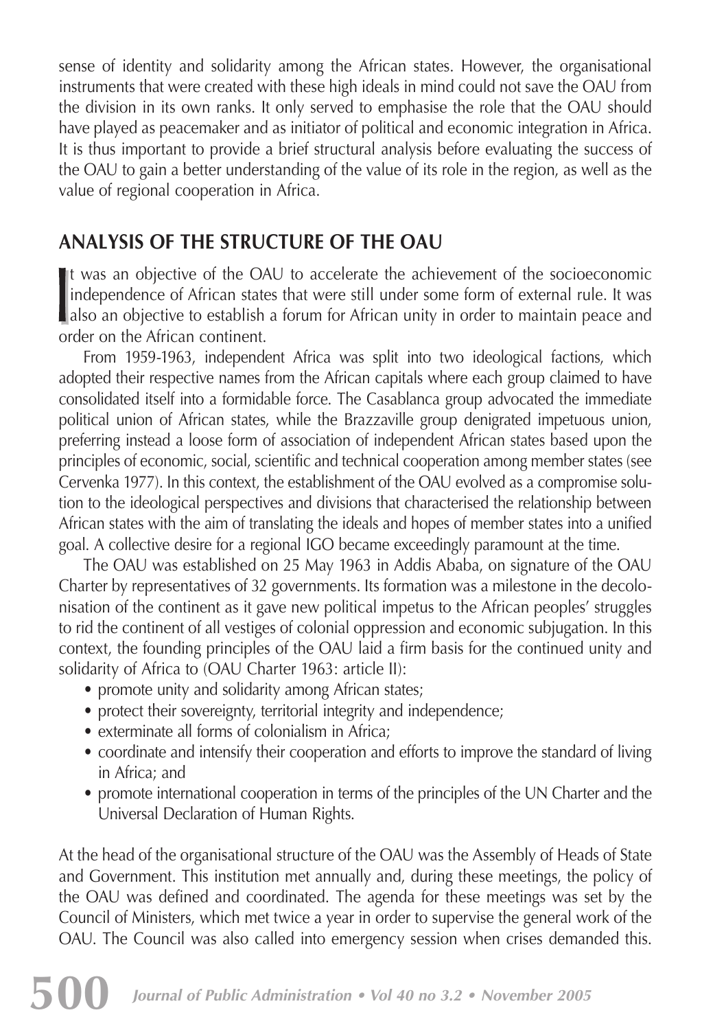sense of identity and solidarity among the African states. However, the organisational instruments that were created with these high ideals in mind could not save the OAU from the division in its own ranks. It only served to emphasise the role that the OAU should have played as peacemaker and as initiator of political and economic integration in Africa. It is thus important to provide a brief structural analysis before evaluating the success of the OAU to gain a better understanding of the value of its role in the region, as well as the value of regional cooperation in Africa.

## ANALYSIS OF THE STRUCTURE OF THE OAU

It was an objective of the OAU to accelerate the achievement of the socioeconomic independence of African states that were still under some form of external rule. It was also an objective to establish a forum for African unity in order to maintain peace and order on the African continent.

From 1959-1963, independent Africa was split into two ideological factions, which adopted their respective names from the African capitals where each group claimed to have consolidated itself into a formidable force. The Casablanca group advocated the immediate political union of African states, while the Brazzaville group denigrated impetuous union, preferring instead a loose form of association of independent African states based upon the principles of economic, social, scientific and technical cooperation among member states (see Cervenka 1977). In this context, the establishment of the OAU evolved as a compromise solution to the ideological perspectives and divisions that characterised the relationship between African states with the aim of translating the ideals and hopes of member states into a unified goal. A collective desire for a regional IGO became exceedingly paramount at the time.

The OAU was established on 25 May 1963 in Addis Ababa, on signature of the OAU Charter by representatives of 32 governments. Its formation was a milestone in the decolonisation of the continent as it gave new political impetus to the African peoples' struggles to rid the continent of all vestiges of colonial oppression and economic subjugation. In this context, the founding principles of the OAU laid a firm basis for the continued unity and solidarity of Africa to (OAU Charter 1963: article II):

- promote unity and solidarity among African states;
- protect their sovereignty, territorial integrity and independence;
- exterminate all forms of colonialism in Africa;
- coordinate and intensify their cooperation and efforts to improve the standard of living in Africa; and
- promote international cooperation in terms of the principles of the UN Charter and the Universal Declaration of Human Rights.

At the head of the organisational structure of the OAU was the Assembly of Heads of State and Government. This institution met annually and, during these meetings, the policy of the OAU was defined and coordinated. The agenda for these meetings was set by the Council of Ministers, which met twice a year in order to supervise the general work of the OAU. The Council was also called into emergency session when crises demanded this.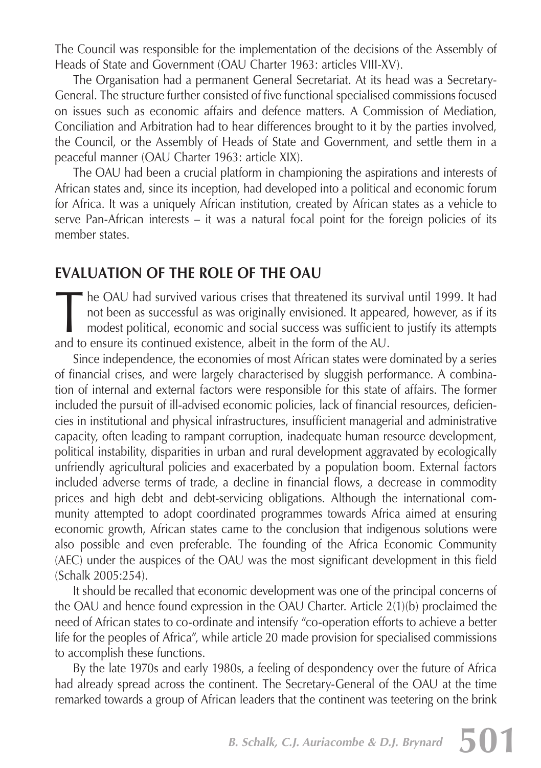The Council was responsible for the implementation of the decisions of the Assembly of Heads of State and Government (OAU Charter 1963: articles VIII-XV).

The Organisation had a permanent General Secretariat. At its head was a Secretary-General. The structure further consisted of five functional specialised commissions focused on issues such as economic affairs and defence matters. A Commission of Mediation, Conciliation and Arbitration had to hear differences brought to it by the parties involved, the Council, or the Assembly of Heads of State and Government, and settle them in a peaceful manner (OAU Charter 1963: article XIX).

The OAU had been a crucial platform in championing the aspirations and interests of African states and, since its inception, had developed into a political and economic forum for Africa. It was a uniquely African institution, created by African states as a vehicle to serve Pan-African interests – it was a natural focal point for the foreign policies of its member states.

## EVALUATION OF THE ROLE OF THE OAU

The OAU had survived various crises that threatened its survival until 1999. It had not been as successful as was originally envisioned. It appeared, however, as if its modest political, economic and social success was sufficient to justify its attempts and to ensure its continued existence, albeit in the form of the AU.

Since independence, the economies of most African states were dominated by a series of financial crises, and were largely characterised by sluggish performance. A combination of internal and external factors were responsible for this state of affairs. The former included the pursuit of ill-advised economic policies, lack of financial resources, deficiencies in institutional and physical infrastructures, insufficient managerial and administrative capacity, often leading to rampant corruption, inadequate human resource development, political instability, disparities in urban and rural development aggravated by ecologically unfriendly agricultural policies and exacerbated by a population boom. External factors included adverse terms of trade, a decline in financial flows, a decrease in commodity prices and high debt and debt-servicing obligations. Although the international community attempted to adopt coordinated programmes towards Africa aimed at ensuring economic growth, African states came to the conclusion that indigenous solutions were also possible and even preferable. The founding of the Africa Economic Community (AEC) under the auspices of the OAU was the most significant development in this field (Schalk 2005:254).

It should be recalled that economic development was one of the principal concerns of the OAU and hence found expression in the OAU Charter. Article 2(1)(b) proclaimed the need of African states to co-ordinate and intensify "co-operation efforts to achieve a better life for the peoples of Africa", while article 20 made provision for specialised commissions to accomplish these functions.

By the late 1970s and early 1980s, a feeling of despondency over the future of Africa had already spread across the continent. The Secretary-General of the OAU at the time remarked towards a group of African leaders that the continent was teetering on the brink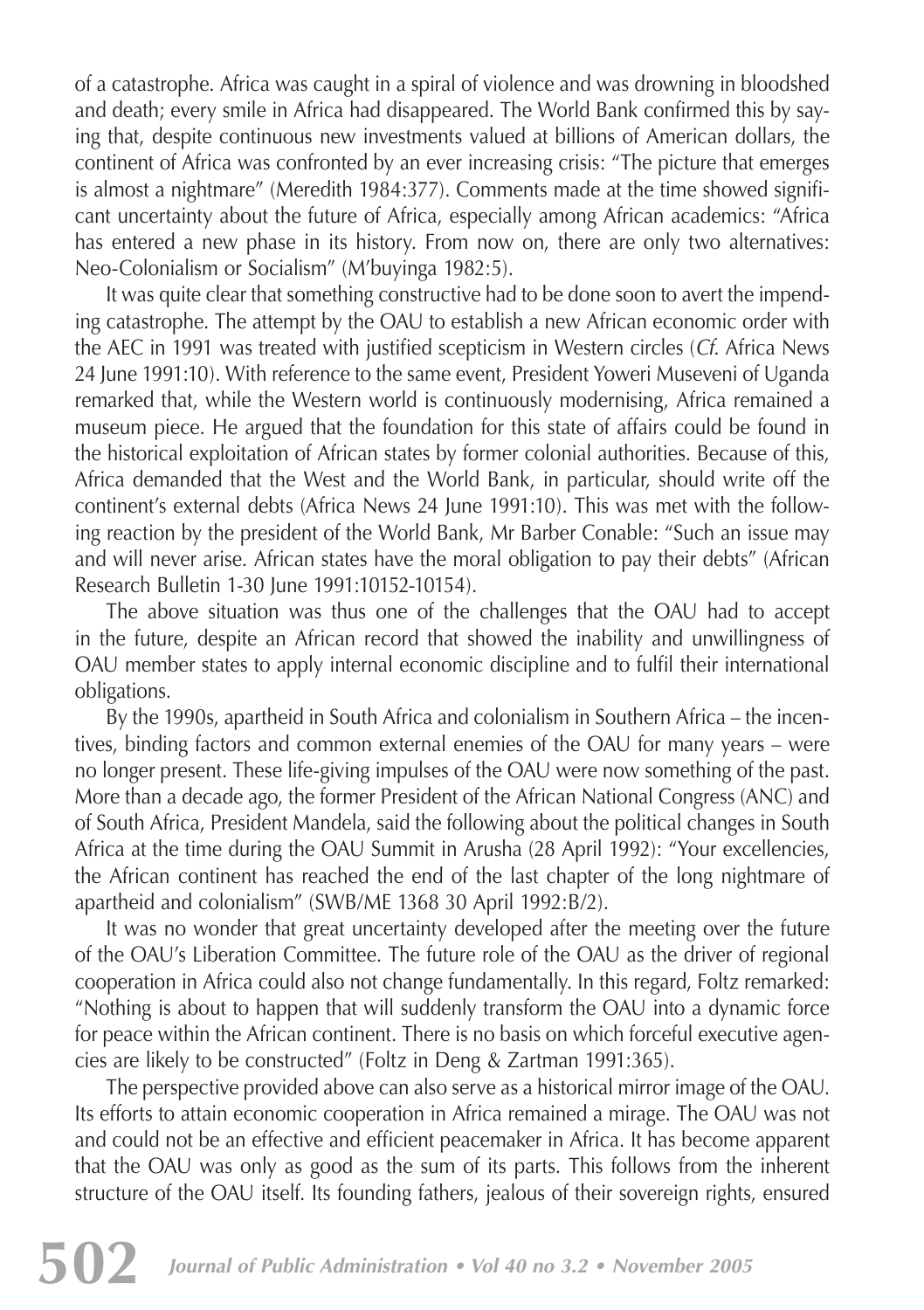of a catastrophe. Africa was caught in a spiral of violence and was drowning in bloodshed and death; every smile in Africa had disappeared. The World Bank confirmed this by saying that, despite continuous new investments valued at billions of American dollars, the continent of Africa was confronted by an ever increasing crisis: "The picture that emerges is almost a nightmare" (Meredith 1984:377). Comments made at the time showed significant uncertainty about the future of Africa, especially among African academics: "Africa has entered a new phase in its history. From now on, there are only two alternatives: Neo-Colonialism or Socialism" (M'buyinga 1982:5).

It was quite clear that something constructive had to be done soon to avert the impending catastrophe. The attempt by the OAU to establish a new African economic order with the AEC in 1991 was treated with justified scepticism in Western circles (*Cf*. Africa News 24 June 1991:10). With reference to the same event, President Yoweri Museveni of Uganda remarked that, while the Western world is continuously modernising, Africa remained a museum piece. He argued that the foundation for this state of affairs could be found in the historical exploitation of African states by former colonial authorities. Because of this, Africa demanded that the West and the World Bank, in particular, should write off the continent's external debts (Africa News 24 June 1991:10). This was met with the following reaction by the president of the World Bank, Mr Barber Conable: "Such an issue may and will never arise. African states have the moral obligation to pay their debts" (African Research Bulletin 1-30 June 1991:10152-10154).

The above situation was thus one of the challenges that the OAU had to accept in the future, despite an African record that showed the inability and unwillingness of OAU member states to apply internal economic discipline and to fulfil their international obligations.

By the 1990s, apartheid in South Africa and colonialism in Southern Africa – the incentives, binding factors and common external enemies of the OAU for many years – were no longer present. These life-giving impulses of the OAU were now something of the past. More than a decade ago, the former President of the African National Congress (ANC) and of South Africa, President Mandela, said the following about the political changes in South Africa at the time during the OAU Summit in Arusha (28 April 1992): "Your excellencies, the African continent has reached the end of the last chapter of the long nightmare of apartheid and colonialism" (SWB/ME 1368 30 April 1992:B/2).

It was no wonder that great uncertainty developed after the meeting over the future of the OAU's Liberation Committee. The future role of the OAU as the driver of regional cooperation in Africa could also not change fundamentally. In this regard, Foltz remarked: "Nothing is about to happen that will suddenly transform the OAU into a dynamic force for peace within the African continent. There is no basis on which forceful executive agencies are likely to be constructed" (Foltz in Deng & Zartman 1991:365).

The perspective provided above can also serve as a historical mirror image of the OAU. Its efforts to attain economic cooperation in Africa remained a mirage. The OAU was not and could not be an effective and efficient peacemaker in Africa. It has become apparent that the OAU was only as good as the sum of its parts. This follows from the inherent structure of the OAU itself. Its founding fathers, jealous of their sovereign rights, ensured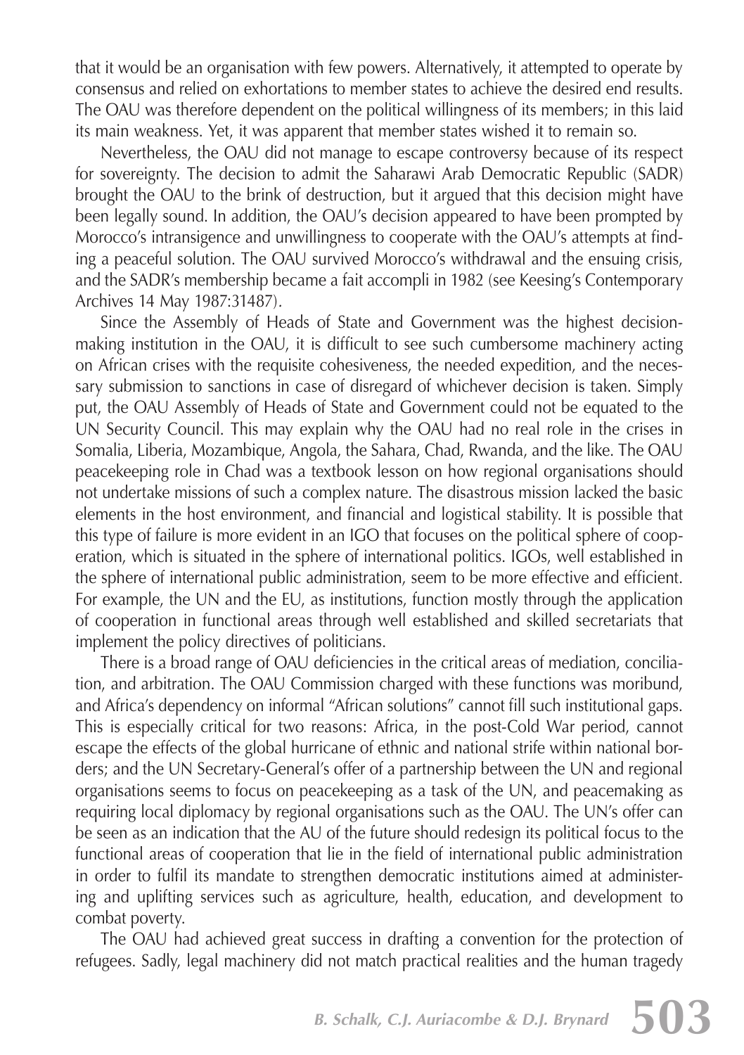that it would be an organisation with few powers. Alternatively, it attempted to operate by consensus and relied on exhortations to member states to achieve the desired end results. The OAU was therefore dependent on the political willingness of its members; in this laid its main weakness. Yet, it was apparent that member states wished it to remain so.

Nevertheless, the OAU did not manage to escape controversy because of its respect for sovereignty. The decision to admit the Saharawi Arab Democratic Republic (SADR) brought the OAU to the brink of destruction, but it argued that this decision might have been legally sound. In addition, the OAU's decision appeared to have been prompted by Morocco's intransigence and unwillingness to cooperate with the OAU's attempts at finding a peaceful solution. The OAU survived Morocco's withdrawal and the ensuing crisis, and the SADR's membership became a fait accompli in 1982 (see Keesing's Contemporary Archives 14 May 1987:31487).

Since the Assembly of Heads of State and Government was the highest decision-making institution in the OAU, it is difficult to see such cumbersome machinery acting on African crises with the requisite cohesiveness, the needed expedition, and the necessary submission to sanctions in case of disregard of whichever decision is taken. Simply put, the OAU Assembly of Heads of State and Government could not be equated to the UN Security Council. This may explain why the OAU had no real role in the crises in Somalia, Liberia, Mozambique, Angola, the Sahara, Chad, Rwanda, and the like. The OAU peacekeeping role in Chad was a textbook lesson on how regional organisations should not undertake missions of such a complex nature. The disastrous mission lacked the basic elements in the host environment, and financial and logistical stability. It is possible that this type of failure is more evident in an IGO that focuses on the political sphere of cooperation, which is situated in the sphere of international politics. IGOs, well established in the sphere of international public administration, seem to be more effective and efficient. For example, the UN and the EU, as institutions, function mostly through the application of cooperation in functional areas through well established and skilled secretariats that implement the policy directives of politicians.

There is a broad range of OAU deficiencies in the critical areas of mediation, conciliation, and arbitration. The OAU Commission charged with these functions was moribund, and Africa's dependency on informal "African solutions" cannot fill such institutional gaps. This is especially critical for two reasons: Africa, in the post-Cold War period, cannot escape the effects of the global hurricane of ethnic and national strife within national borders; and the UN Secretary-General's offer of a partnership between the UN and regional organisations seems to focus on peacekeeping as a task of the UN, and peacemaking as requiring local diplomacy by regional organisations such as the OAU. The UN's offer can be seen as an indication that the AU of the future should redesign its political focus to the functional areas of cooperation that lie in the field of international public administration in order to fulfil its mandate to strengthen democratic institutions aimed at administering and uplifting services such as agriculture, health, education, and development to combat poverty.

The OAU had achieved great success in drafting a convention for the protection of refugees. Sadly, legal machinery did not match practical realities and the human tragedy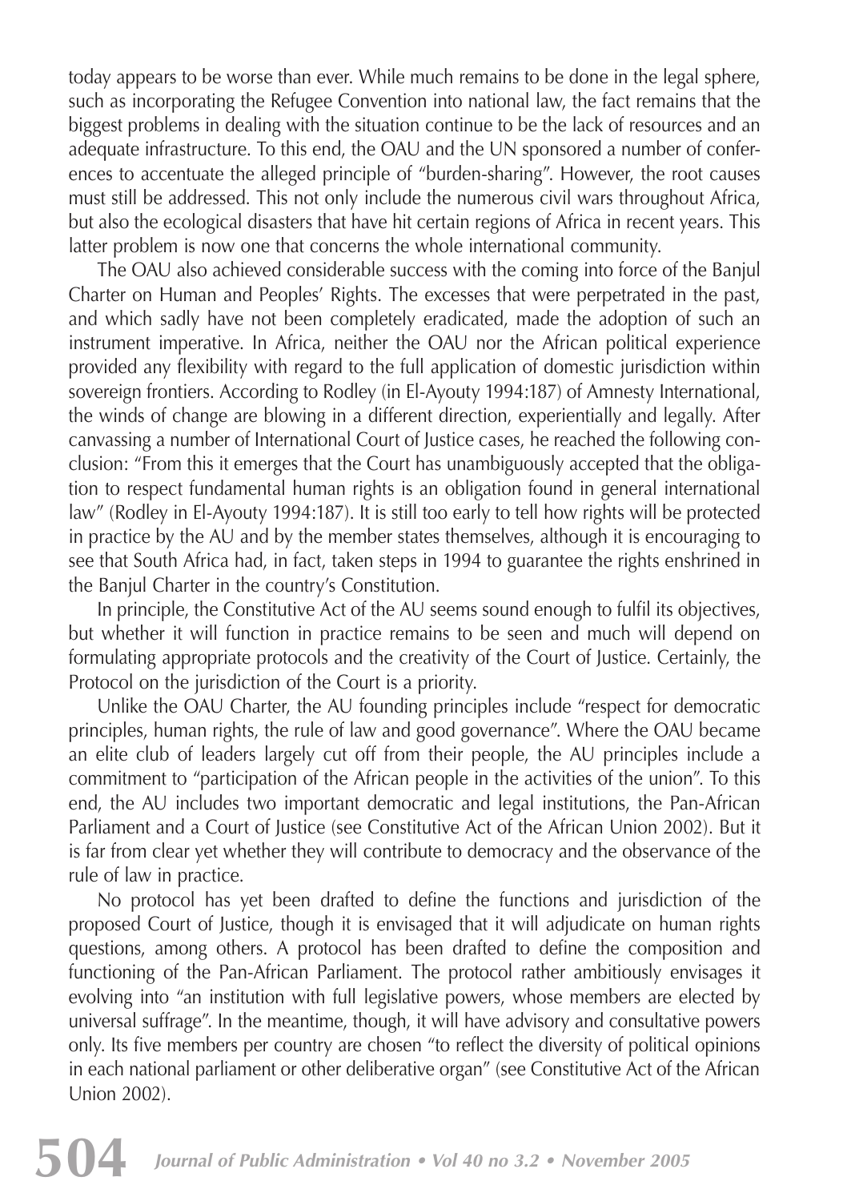today appears to be worse than ever. While much remains to be done in the legal sphere, such as incorporating the Refugee Convention into national law, the fact remains that the biggest problems in dealing with the situation continue to be the lack of resources and an adequate infrastructure. To this end, the OAU and the UN sponsored a number of conferences to accentuate the alleged principle of "burden-sharing". However, the root causes must still be addressed. This not only include the numerous civil wars throughout Africa, but also the ecological disasters that have hit certain regions of Africa in recent years. This latter problem is now one that concerns the whole international community.

The OAU also achieved considerable success with the coming into force of the Banjul Charter on Human and Peoples' Rights. The excesses that were perpetrated in the past, and which sadly have not been completely eradicated, made the adoption of such an instrument imperative. In Africa, neither the OAU nor the African political experience provided any flexibility with regard to the full application of domestic jurisdiction within sovereign frontiers. According to Rodley (in El-Ayouty 1994:187) of Amnesty International, the winds of change are blowing in a different direction, experientially and legally. After canvassing a number of International Court of Justice cases, he reached the following conclusion: "From this it emerges that the Court has unambiguously accepted that the obligation to respect fundamental human rights is an obligation found in general international law" (Rodley in El-Ayouty 1994:187). It is still too early to tell how rights will be protected in practice by the AU and by the member states themselves, although it is encouraging to see that South Africa had, in fact, taken steps in 1994 to guarantee the rights enshrined in the Banjul Charter in the country's Constitution.

In principle, the Constitutive Act of the AU seems sound enough to fulfil its objectives, but whether it will function in practice remains to be seen and much will depend on formulating appropriate protocols and the creativity of the Court of Justice. Certainly, the Protocol on the jurisdiction of the Court is a priority.

Unlike the OAU Charter, the AU founding principles include "respect for democratic principles, human rights, the rule of law and good governance". Where the OAU became an elite club of leaders largely cut off from their people, the AU principles include a commitment to "participation of the African people in the activities of the union". To this end, the AU includes two important democratic and legal institutions, the Pan-African Parliament and a Court of Justice (see Constitutive Act of the African Union 2002). But it is far from clear yet whether they will contribute to democracy and the observance of the rule of law in practice.

No protocol has yet been drafted to define the functions and jurisdiction of the proposed Court of Justice, though it is envisaged that it will adjudicate on human rights questions, among others. A protocol has been drafted to define the composition and functioning of the Pan-African Parliament. The protocol rather ambitiously envisages it evolving into "an institution with full legislative powers, whose members are elected by universal suffrage". In the meantime, though, it will have advisory and consultative powers only. Its five members per country are chosen "to reflect the diversity of political opinions in each national parliament or other deliberative organ" (see Constitutive Act of the African Union 2002).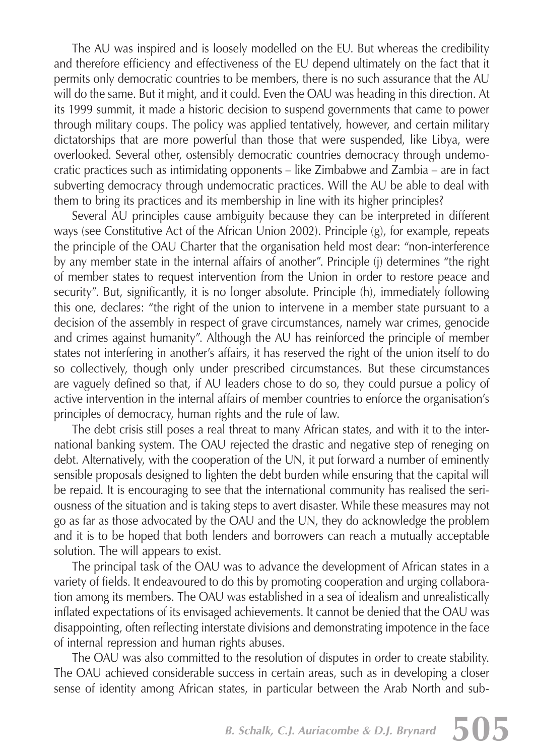The AU was inspired and is loosely modelled on the EU. But whereas the credibility and therefore efficiency and effectiveness of the EU depend ultimately on the fact that it permits only democratic countries to be members, there is no such assurance that the AU will do the same. But it might, and it could. Even the OAU was heading in this direction. At its 1999 summit, it made a historic decision to suspend governments that came to power through military coups. The policy was applied tentatively, however, and certain military dictatorships that are more powerful than those that were suspended, like Libya, were overlooked. Several other, ostensibly democratic countries democracy through undemocratic practices such as intimidating opponents – like Zimbabwe and Zambia – are in fact subverting democracy through undemocratic practices. Will the AU be able to deal with them to bring its practices and its membership in line with its higher principles?

Several AU principles cause ambiguity because they can be interpreted in different ways (see Constitutive Act of the African Union 2002). Principle (g), for example, repeats the principle of the OAU Charter that the organisation held most dear: "non-interference by any member state in the internal affairs of another". Principle (j) determines "the right of member states to request intervention from the Union in order to restore peace and security". But, significantly, it is no longer absolute. Principle (h), immediately following this one, declares: "the right of the union to intervene in a member state pursuant to a decision of the assembly in respect of grave circumstances, namely war crimes, genocide and crimes against humanity". Although the AU has reinforced the principle of member states not interfering in another's affairs, it has reserved the right of the union itself to do so collectively, though only under prescribed circumstances. But these circumstances are vaguely defined so that, if AU leaders chose to do so, they could pursue a policy of active intervention in the internal affairs of member countries to enforce the organisation's principles of democracy, human rights and the rule of law.

The debt crisis still poses a real threat to many African states, and with it to the international banking system. The OAU rejected the drastic and negative step of reneging on debt. Alternatively, with the cooperation of the UN, it put forward a number of eminently sensible proposals designed to lighten the debt burden while ensuring that the capital will be repaid. It is encouraging to see that the international community has realised the seriousness of the situation and is taking steps to avert disaster. While these measures may not go as far as those advocated by the OAU and the UN, they do acknowledge the problem and it is to be hoped that both lenders and borrowers can reach a mutually acceptable solution. The will appears to exist.

The principal task of the OAU was to advance the development of African states in a variety of fields. It endeavoured to do this by promoting cooperation and urging collaboration among its members. The OAU was established in a sea of idealism and unrealistically inflated expectations of its envisaged achievements. It cannot be denied that the OAU was disappointing, often reflecting interstate divisions and demonstrating impotence in the face of internal repression and human rights abuses.

The OAU was also committed to the resolution of disputes in order to create stability. The OAU achieved considerable success in certain areas, such as in developing a closer sense of identity among African states, in particular between the Arab North and sub-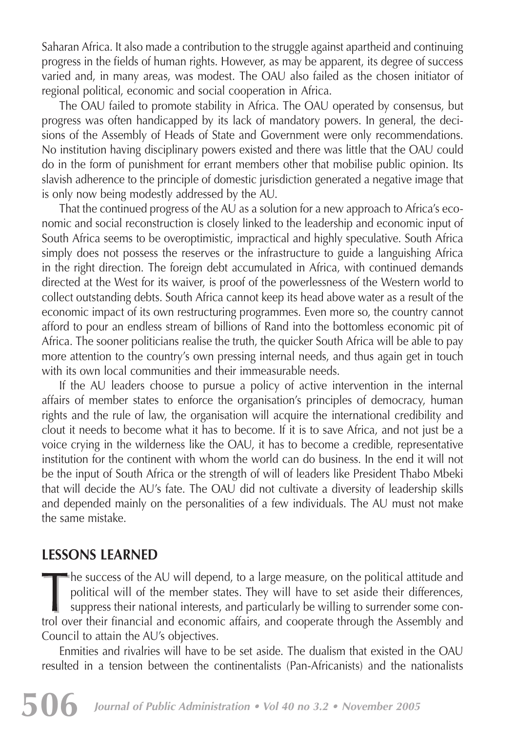Saharan Africa. It also made a contribution to the struggle against apartheid and continuing progress in the fields of human rights. However, as may be apparent, its degree of success varied and, in many areas, was modest. The OAU also failed as the chosen initiator of regional political, economic and social cooperation in Africa.

The OAU failed to promote stability in Africa. The OAU operated by consensus, but progress was often handicapped by its lack of mandatory powers. In general, the decisions of the Assembly of Heads of State and Government were only recommendations. No institution having disciplinary powers existed and there was little that the OAU could do in the form of punishment for errant members other that mobilise public opinion. Its slavish adherence to the principle of domestic jurisdiction generated a negative image that is only now being modestly addressed by the AU.

That the continued progress of the AU as a solution for a new approach to Africa's economic and social reconstruction is closely linked to the leadership and economic input of South Africa seems to be overoptimistic, impractical and highly speculative. South Africa simply does not possess the reserves or the infrastructure to guide a languishing Africa in the right direction. The foreign debt accumulated in Africa, with continued demands directed at the West for its waiver, is proof of the powerlessness of the Western world to collect outstanding debts. South Africa cannot keep its head above water as a result of the economic impact of its own restructuring programmes. Even more so, the country cannot afford to pour an endless stream of billions of Rand into the bottomless economic pit of Africa. The sooner politicians realise the truth, the quicker South Africa will be able to pay more attention to the country's own pressing internal needs, and thus again get in touch with its own local communities and their immeasurable needs.

If the AU leaders choose to pursue a policy of active intervention in the internal affairs of member states to enforce the organisation's principles of democracy, human rights and the rule of law, the organisation will acquire the international credibility and clout it needs to become what it has to become. If it is to save Africa, and not just be a voice crying in the wilderness like the OAU, it has to become a credible, representative institution for the continent with whom the world can do business. In the end it will not be the input of South Africa or the strength of will of leaders like President Thabo Mbeki that will decide the AU's fate. The OAU did not cultivate a diversity of leadership skills and depended mainly on the personalities of a few individuals. The AU must not make the same mistake.

## LESSONS LEARNED

The success of the AU will depend, to a large measure, on the political attitude and political will of the member states. They will have to set aside their differences, suppress their national interests, and particularly be willing to surrender some control over their financial and economic affairs, and cooperate through the Assembly and Council to attain the AU's objectives.

Enmities and rivalries will have to be set aside. The dualism that existed in the OAU resulted in a tension between the continentalists (Pan-Africanists) and the nationalists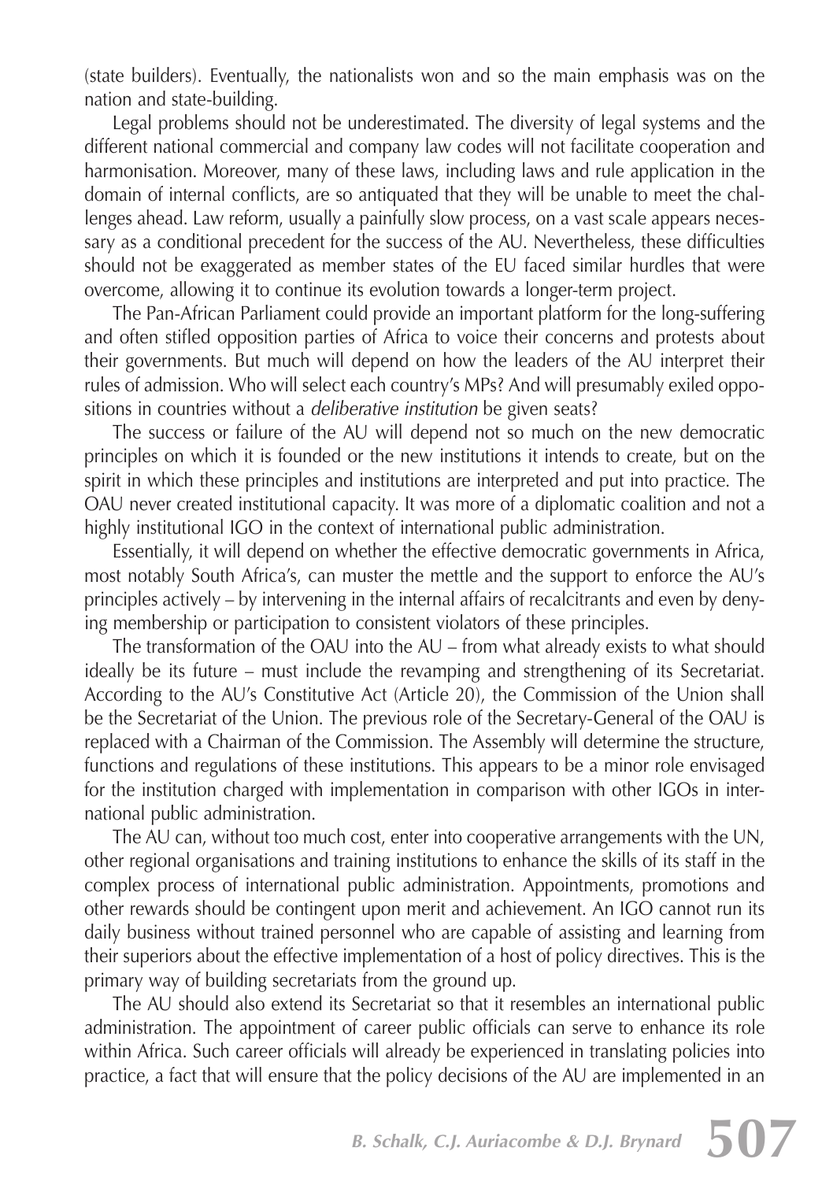(state builders). Eventually, the nationalists won and so the main emphasis was on the nation and state-building.

Legal problems should not be underestimated. The diversity of legal systems and the different national commercial and company law codes will not facilitate cooperation and harmonisation. Moreover, many of these laws, including laws and rule application in the domain of internal conflicts, are so antiquated that they will be unable to meet the challenges ahead. Law reform, usually a painfully slow process, on a vast scale appears necessary as a conditional precedent for the success of the AU. Nevertheless, these difficulties should not be exaggerated as member states of the EU faced similar hurdles that were overcome, allowing it to continue its evolution towards a longer-term project.

The Pan-African Parliament could provide an important platform for the long-suffering and often stifled opposition parties of Africa to voice their concerns and protests about their governments. But much will depend on how the leaders of the AU interpret their rules of admission. Who will select each country's MPs? And will presumably exiled oppositions in countries without a *deliberative institution* be given seats?

The success or failure of the AU will depend not so much on the new democratic principles on which it is founded or the new institutions it intends to create, but on the spirit in which these principles and institutions are interpreted and put into practice. The OAU never created institutional capacity. It was more of a diplomatic coalition and not a highly institutional IGO in the context of international public administration.

Essentially, it will depend on whether the effective democratic governments in Africa, most notably South Africa's, can muster the mettle and the support to enforce the AU's principles actively – by intervening in the internal affairs of recalcitrants and even by denying membership or participation to consistent violators of these principles.

The transformation of the OAU into the AU – from what already exists to what should ideally be its future – must include the revamping and strengthening of its Secretariat. According to the AU's Constitutive Act (Article 20), the Commission of the Union shall be the Secretariat of the Union. The previous role of the Secretary-General of the OAU is replaced with a Chairman of the Commission. The Assembly will determine the structure, functions and regulations of these institutions. This appears to be a minor role envisaged for the institution charged with implementation in comparison with other IGOs in international public administration.

The AU can, without too much cost, enter into cooperative arrangements with the UN, other regional organisations and training institutions to enhance the skills of its staff in the complex process of international public administration. Appointments, promotions and other rewards should be contingent upon merit and achievement. An IGO cannot run its daily business without trained personnel who are capable of assisting and learning from their superiors about the effective implementation of a host of policy directives. This is the primary way of building secretariats from the ground up.

The AU should also extend its Secretariat so that it resembles an international public administration. The appointment of career public officials can serve to enhance its role within Africa. Such career officials will already be experienced in translating policies into practice, a fact that will ensure that the policy decisions of the AU are implemented in an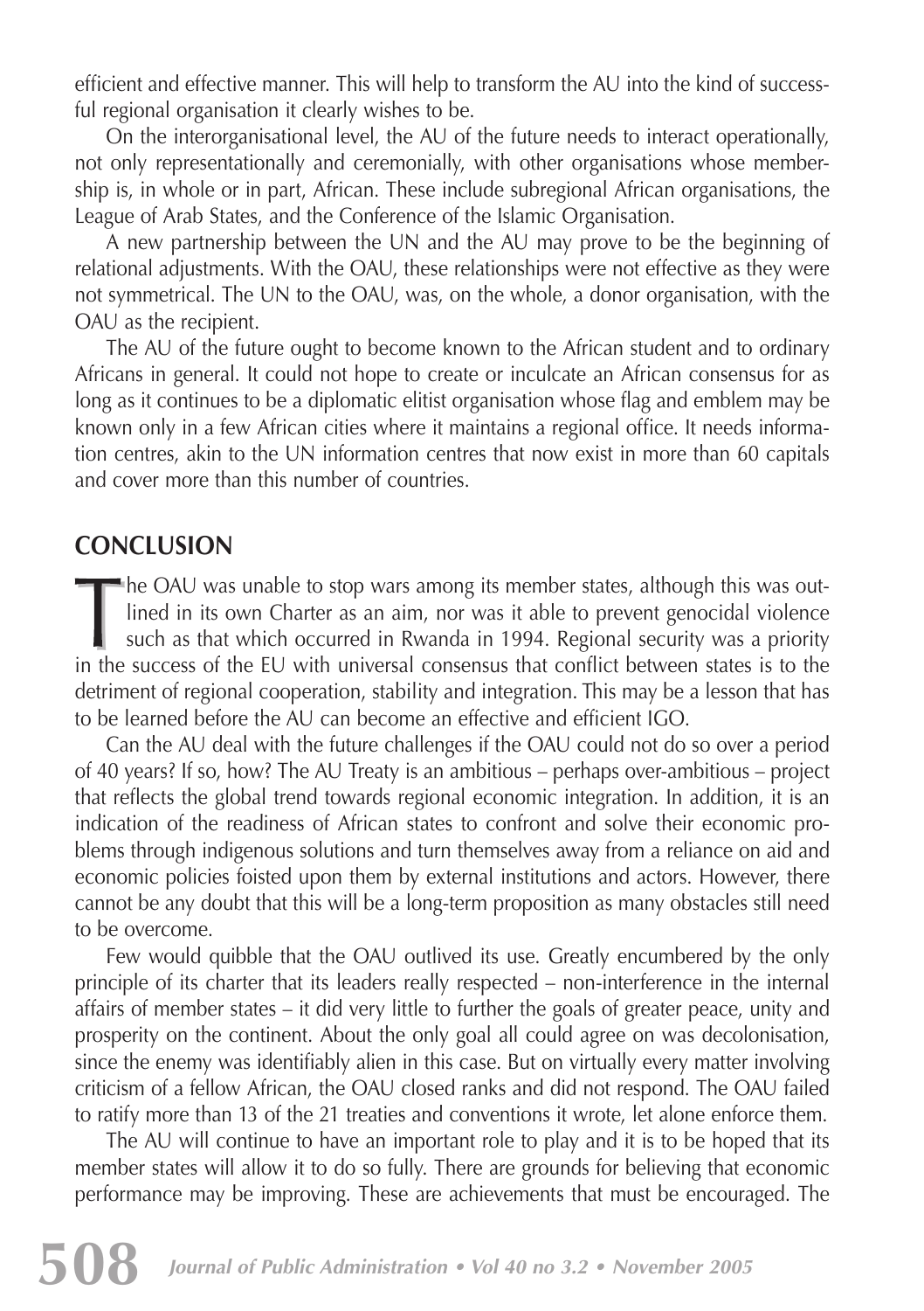efficient and effective manner. This will help to transform the AU into the kind of successful regional organisation it clearly wishes to be.

On the interorganisational level, the AU of the future needs to interact operationally, not only representationally and ceremonially, with other organisations whose membership is, in whole or in part, African. These include subregional African organisations, the League of Arab States, and the Conference of the Islamic Organisation.

A new partnership between the UN and the AU may prove to be the beginning of relational adjustments. With the OAU, these relationships were not effective as they were not symmetrical. The UN to the OAU, was, on the whole, a donor organisation, with the OAU as the recipient.

The AU of the future ought to become known to the African student and to ordinary Africans in general. It could not hope to create or inculcate an African consensus for as long as it continues to be a diplomatic elitist organisation whose flag and emblem may be known only in a few African cities where it maintains a regional office. It needs information centres, akin to the UN information centres that now exist in more than 60 capitals and cover more than this number of countries.

## CONCLUSION

The OAU was unable to stop wars among its member states, although this was outlined in its own Charter as an aim, nor was it able to prevent genocidal violence such as that which occurred in Rwanda in 1994. Regional security was a priority in the success of the EU with universal consensus that conflict between states is to the detriment of regional cooperation, stability and integration. This may be a lesson that has to be learned before the AU can become an effective and efficient IGO.

Can the AU deal with the future challenges if the OAU could not do so over a period of 40 years? If so, how? The AU Treaty is an ambitious – perhaps over-ambitious – project that reflects the global trend towards regional economic integration. In addition, it is an indication of the readiness of African states to confront and solve their economic problems through indigenous solutions and turn themselves away from a reliance on aid and economic policies foisted upon them by external institutions and actors. However, there cannot be any doubt that this will be a long-term proposition as many obstacles still need to be overcome.

Few would quibble that the OAU outlived its use. Greatly encumbered by the only principle of its charter that its leaders really respected – non-interference in the internal affairs of member states – it did very little to further the goals of greater peace, unity and prosperity on the continent. About the only goal all could agree on was decolonisation, since the enemy was identifiably alien in this case. But on virtually every matter involving criticism of a fellow African, the OAU closed ranks and did not respond. The OAU failed to ratify more than 13 of the 21 treaties and conventions it wrote, let alone enforce them.

The AU will continue to have an important role to play and it is to be hoped that its member states will allow it to do so fully. There are grounds for believing that economic performance may be improving. These are achievements that must be encouraged. The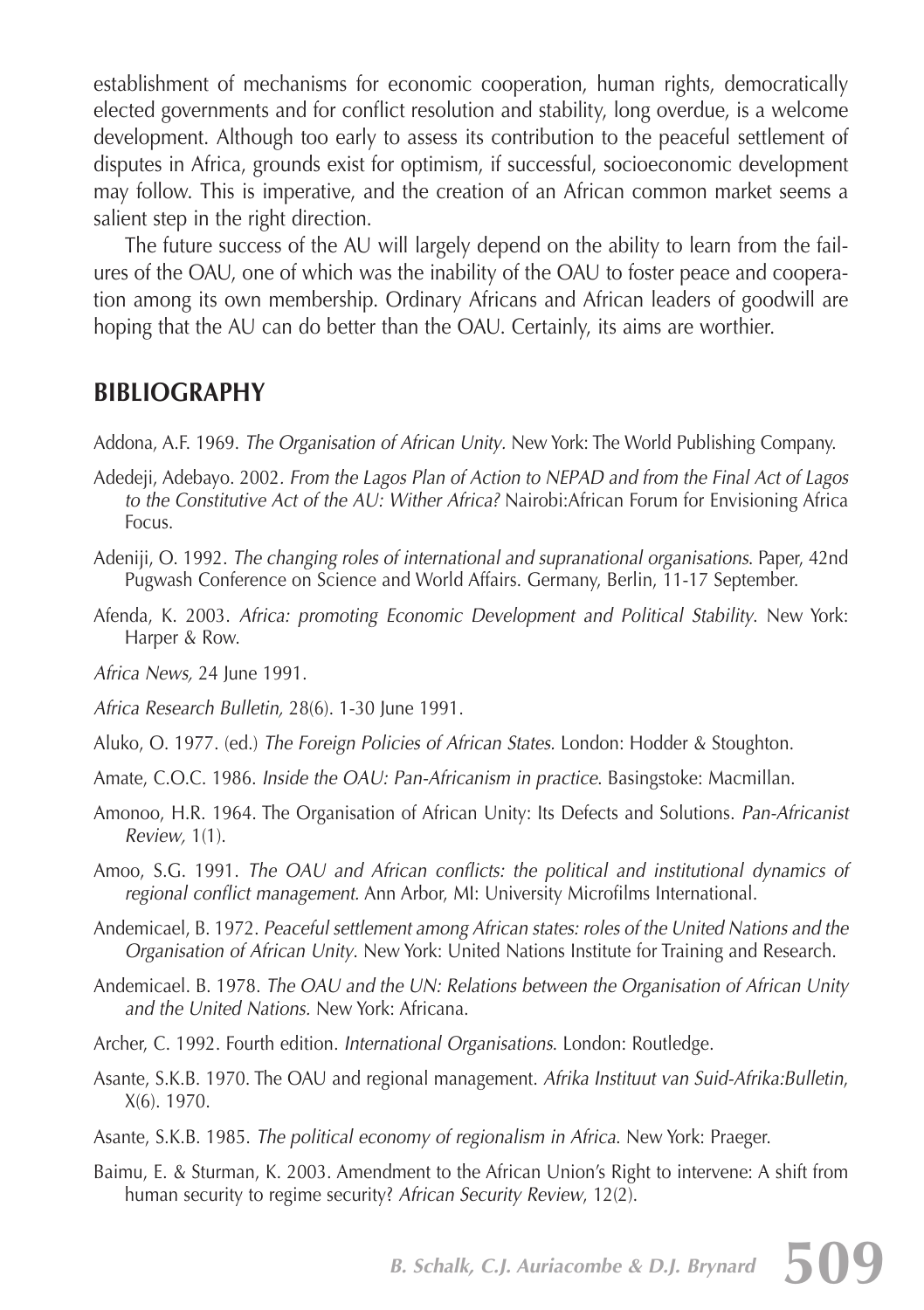establishment of mechanisms for economic cooperation, human rights, democratically elected governments and for conflict resolution and stability, long overdue, is a welcome development. Although too early to assess its contribution to the peaceful settlement of disputes in Africa, grounds exist for optimism, if successful, socioeconomic development may follow. This is imperative, and the creation of an African common market seems a salient step in the right direction.

The future success of the AU will largely depend on the ability to learn from the failures of the OAU, one of which was the inability of the OAU to foster peace and cooperation among its own membership. Ordinary Africans and African leaders of goodwill are hoping that the AU can do better than the OAU. Certainly, its aims are worthier.

## BIBLIOGRAPHY

Addona, A.F. 1969. *The Organisation of African Unity*. New York: The World Publishing Company.

Adedeji, Adebayo. 2002. *From the Lagos Plan of Action to NEPAD and from the Final Act of Lagos to the Constitutive Act of the AU: Wither Africa?* Nairobi:African Forum for Envisioning Africa Focus.

Adeniji, O. 1992. *The changing roles of international and supranational organisations*. Paper, 42nd Pugwash Conference on Science and World Affairs. Germany, Berlin, 11-17 September.

Afenda, K. 2003. *Africa: promoting Economic Development and Political Stability*. New York: Harper & Row.

*Africa News,* 24 June 1991.

*Africa Research Bulletin,* 28(6). 1-30 June 1991.

Aluko, O. 1977. (ed.) *The Foreign Policies of African States*. London: Hodder & Stoughton.

Amate, C.O.C. 1986. *Inside the OAU: Pan-Africanism in practice*. Basingstoke: Macmillan.

Amonoo, H.R. 1964. The Organisation of African Unity: Its Defects and Solutions. *Pan-Africanist Review,* 1(1).

Amoo, S.G. 1991. *The OAU and African conflicts: the political and institutional dynamics of regional conflict management*. Ann Arbor, MI: University Microfilms International.

Andemicael, B. 1972. *Peaceful settlement among African states: roles of the United Nations and the Organisation of African Unity*. New York: United Nations Institute for Training and Research.

Andemicael. B. 1978. *The OAU and the UN: Relations between the Organisation of African Unity and the United Nations.* New York: Africana.

Archer, C. 1992. Fourth edition. *International Organisations*. London: Routledge.

Asante, S.K.B. 1970. The OAU and regional management. *Afrika Instituut van Suid-Afrika:Bulletin*, X(6). 1970.

Asante, S.K.B. 1985. *The political economy of regionalism in Africa*. New York: Praeger.

Baimu, E. & Sturman, K. 2003. Amendment to the African Union's Right to intervene: A shift from human security to regime security? *African Security Review*, 12(2).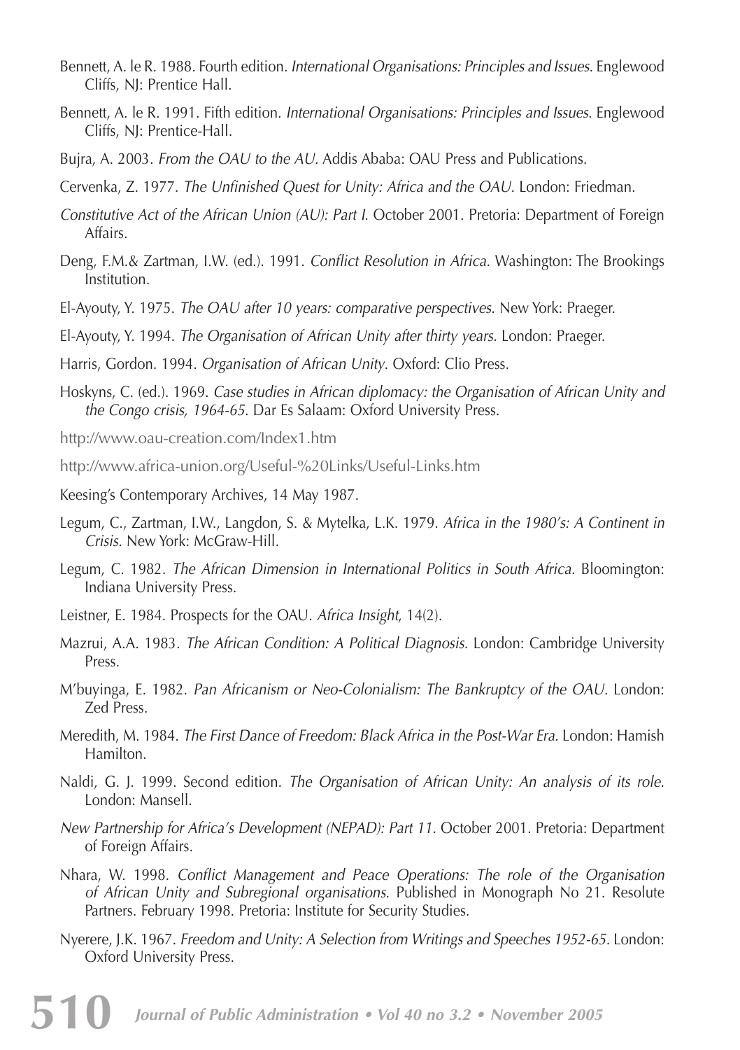Bennett, A. le R. 1988. Fourth edition. *International Organisations: Principles and Issues*. Englewood Cliffs, NJ: Prentice Hall.

Bennett, A. le R. 1991. Fifth edition. *International Organisations: Principles and Issues*. Englewood Cliffs, NJ: Prentice-Hall.

Bujra, A. 2003. *From the OAU to the AU*. Addis Ababa: OAU Press and Publications.

Cervenka, Z. 1977. *The Unfinished Quest for Unity: Africa and the OAU*. London: Friedman.

*Constitutive Act of the African Union (AU): Part I*. October 2001. Pretoria: Department of Foreign Affairs.

Deng, F.M.& Zartman, I.W. (ed.). 1991. *Conflict Resolution in Africa*. Washington: The Brookings Institution.

El-Ayouty, Y. 1975. *The OAU after 10 years: comparative perspectives*. New York: Praeger.

El-Ayouty, Y. 1994. *The Organisation of African Unity after thirty years*. London: Praeger.

Harris, Gordon. 1994. *Organisation of African Unity*. Oxford: Clio Press.

Hoskyns, C. (ed.). 1969. *Case studies in African diplomacy: the Organisation of African Unity and the Congo crisis, 1964-65*. Dar Es Salaam: Oxford University Press.

http://www.oau-creation.com/Index1.htm

http://www.africa-union.org/Useful-%20Links/Useful-Links.htm

Keesing's Contemporary Archives, 14 May 1987.

Legum, C., Zartman, I.W., Langdon, S. & Mytelka, L.K. 1979. *Africa in the 1980's: A Continent in Crisis*. New York: McGraw-Hill.

Legum, C. 1982. *The African Dimension in International Politics in South Africa*. Bloomington: Indiana University Press.

Leistner, E. 1984. Prospects for the OAU. *Africa Insight*, 14(2).

Mazrui, A.A. 1983. *The African Condition: A Political Diagnosis*. London: Cambridge University Press.

M'buyinga, E. 1982. *Pan Africanism or Neo-Colonialism: The Bankruptcy of the OAU*. London: Zed Press.

Meredith, M. 1984. *The First Dance of Freedom: Black Africa in the Post-War Era*. London: Hamish Hamilton.

Naldi, G. J. 1999. Second edition. *The Organisation of African Unity: An analysis of its role*. London: Mansell.

*New Partnership for Africa's Development (NEPAD): Part 11*. October 2001. Pretoria: Department of Foreign Affairs.

Nhara, W. 1998. *Conflict Management and Peace Operations: The role of the Organisation of African Unity and Subregional organisations*. Published in Monograph No 21. Resolute Partners. February 1998. Pretoria: Institute for Security Studies.

Nyerere, J.K. 1967. *Freedom and Unity: A Selection from Writings and Speeches 1952-65*. London: Oxford University Press.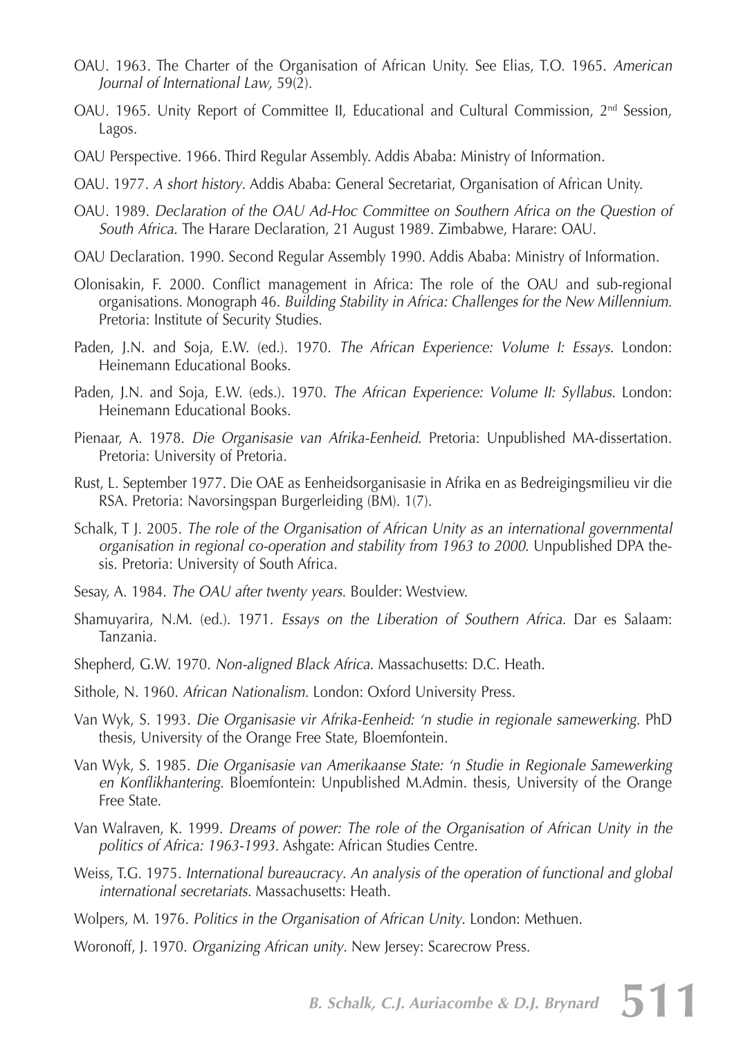OAU. 1963. The Charter of the Organisation of African Unity. See Elias, T.O. 1965. *American Journal of International Law,* 59(2).

OAU. 1965. Unity Report of Committee II, Educational and Cultural Commission, 2nd Session, Lagos.

OAU Perspective. 1966. Third Regular Assembly. Addis Ababa: Ministry of Information.

OAU. 1977. *A short history*. Addis Ababa: General Secretariat, Organisation of African Unity.

OAU. 1989. *Declaration of the OAU Ad-Hoc Committee on Southern Africa on the Question of South Africa*. The Harare Declaration, 21 August 1989. Zimbabwe, Harare: OAU.

OAU Declaration. 1990. Second Regular Assembly 1990. Addis Ababa: Ministry of Information.

Olonisakin, F. 2000. Conflict management in Africa: The role of the OAU and sub-regional organisations. Monograph 46. *Building Stability in Africa: Challenges for the New Millennium.* Pretoria: Institute of Security Studies.

Paden, J.N. and Soja, E.W. (ed.). 1970. *The African Experience: Volume I: Essays.* London: Heinemann Educational Books.

Paden, J.N. and Soja, E.W. (eds.). 1970. *The African Experience: Volume II: Syllabus.* London: Heinemann Educational Books.

Pienaar, A. 1978. *Die Organisasie van Afrika-Eenheid*. Pretoria: Unpublished MA-dissertation. Pretoria: University of Pretoria.

Rust, L. September 1977. Die OAE as Eenheidsorganisasie in Afrika en as Bedreigingsmilieu vir die RSA. Pretoria: Navorsingspan Burgerleiding (BM). 1(7).

Schalk, T J. 2005. *The role of the Organisation of African Unity as an international governmental organisation in regional co-operation and stability from 1963 to 2000*. Unpublished DPA thesis. Pretoria: University of South Africa.

Sesay, A. 1984. *The OAU after twenty years*. Boulder: Westview.

Shamuyarira, N.M. (ed.). 1971. *Essays on the Liberation of Southern Africa.* Dar es Salaam: Tanzania.

Shepherd, G.W. 1970. *Non-aligned Black Africa.* Massachusetts: D.C. Heath.

Sithole, N. 1960. *African Nationalism.* London: Oxford University Press.

Van Wyk, S. 1993. *Die Organisasie vir Afrika-Eenheid: 'n studie in regionale samewerking.* PhD thesis, University of the Orange Free State, Bloemfontein.

Van Wyk, S. 1985. *Die Organisasie van Amerikaanse State: 'n Studie in Regionale Samewerking en Konflikhantering.* Bloemfontein: Unpublished M.Admin. thesis, University of the Orange Free State.

Van Walraven, K. 1999. *Dreams of power: The role of the Organisation of African Unity in the politics of Africa: 1963-1993.* Ashgate: African Studies Centre.

Weiss, T.G. 1975. *International bureaucracy. An analysis of the operation of functional and global international secretariats.* Massachusetts: Heath.

Wolpers, M. 1976. *Politics in the Organisation of African Unity*. London: Methuen.

Woronoff, J. 1970. *Organizing African unity*. New Jersey: Scarecrow Press.